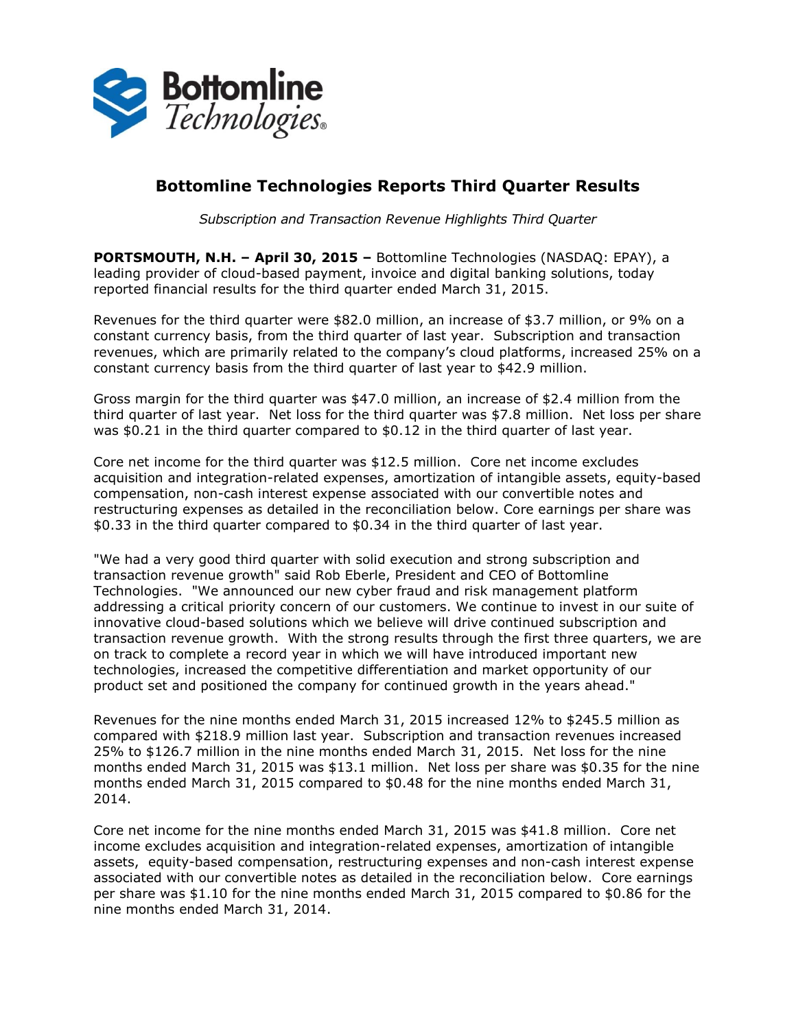# Bottomline Technologies Reports Third Quarter Results

*Subscription and Transaction Revenue Highlights Third Quarter*

**PORTSMOUTH, N.H. – April 30, 2015 –** Bottomline Technologies (NASDAQ: EPAY), a leading provider of cloud-based payment, invoice and digital banking solutions, today reported financial results for the third quarter ended March 31, 2015.

Revenues for the third quarter were $82.0 million, an increase of $3.7 million, or 9% on a constant currency basis, from the third quarter of last year. Subscription and transaction revenues, which are primarily related to the company's cloud platforms, increased 25% on a constant currency basis from the third quarter of last year to $42.9 million.

Gross margin for the third quarter was $47.0 million, an increase of $2.4 million from the third quarter of last year. Net loss for the third quarter was $7.8 million. Net loss per share was $0.21 in the third quarter compared to $0.12 in the third quarter of last year.

Core net income for the third quarter was $12.5 million. Core net income excludes acquisition and integration-related expenses, amortization of intangible assets, equity-based compensation, non-cash interest expense associated with our convertible notes and restructuring expenses as detailed in the reconciliation below. Core earnings per share was $0.33 in the third quarter compared to $0.34 in the third quarter of last year.

"We had a very good third quarter with solid execution and strong subscription and transaction revenue growth" said Rob Eberle, President and CEO of Bottomline Technologies. "We announced our new cyber fraud and risk management platform addressing a critical priority concern of our customers. We continue to invest in our suite of innovative cloud-based solutions which we believe will drive continued subscription and transaction revenue growth. With the strong results through the first three quarters, we are on track to complete a record year in which we will have introduced important new technologies, increased the competitive differentiation and market opportunity of our product set and positioned the company for continued growth in the years ahead."

Revenues for the nine months ended March 31, 2015 increased 12% to $245.5 million as compared with $218.9 million last year. Subscription and transaction revenues increased 25% to $126.7 million in the nine months ended March 31, 2015. Net loss for the nine months ended March 31, 2015 was $13.1 million. Net loss per share was $0.35 for the nine months ended March 31, 2015 compared to $0.48 for the nine months ended March 31, 2014.

Core net income for the nine months ended March 31, 2015 was $41.8 million. Core net income excludes acquisition and integration-related expenses, amortization of intangible assets, equity-based compensation, restructuring expenses and non-cash interest expense associated with our convertible notes as detailed in the reconciliation below. Core earnings per share was $1.10 for the nine months ended March 31, 2015 compared to $0.86 for the nine months ended March 31, 2014.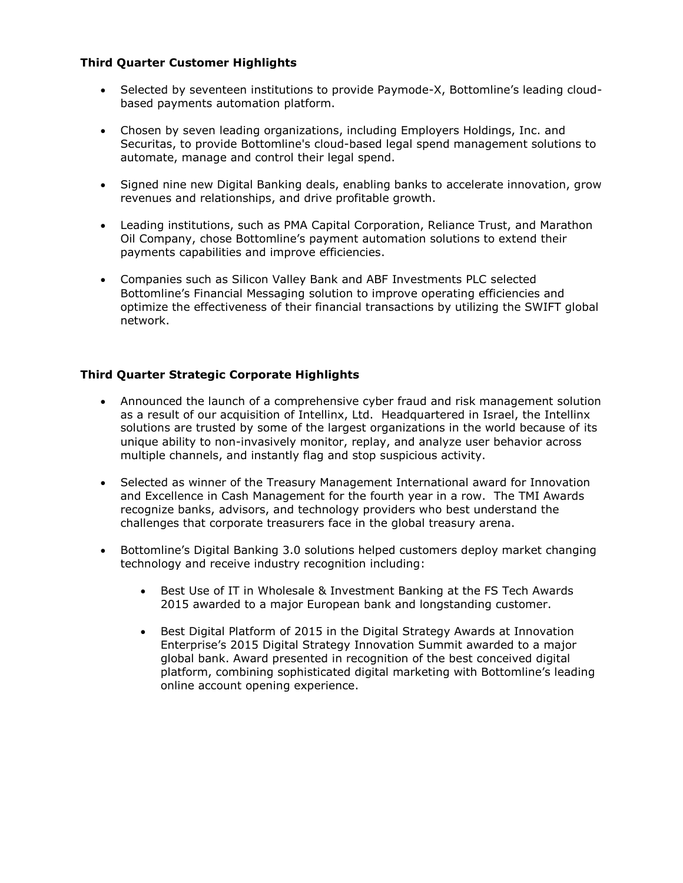**Third Quarter Customer Highlights**

- Selected by seventeen institutions to provide Paymode-X, Bottomline's leading cloud-based payments automation platform.

- Chosen by seven leading organizations, including Employers Holdings, Inc. and Securitas, to provide Bottomline's cloud-based legal spend management solutions to automate, manage and control their legal spend.

- Signed nine new Digital Banking deals, enabling banks to accelerate innovation, grow revenues and relationships, and drive profitable growth.

- Leading institutions, such as PMA Capital Corporation, Reliance Trust, and Marathon Oil Company, chose Bottomline's payment automation solutions to extend their payments capabilities and improve efficiencies.

- Companies such as Silicon Valley Bank and ABF Investments PLC selected Bottomline's Financial Messaging solution to improve operating efficiencies and optimize the effectiveness of their financial transactions by utilizing the SWIFT global network.

**Third Quarter Strategic Corporate Highlights**

- Announced the launch of a comprehensive cyber fraud and risk management solution as a result of our acquisition of Intellinx, Ltd. Headquartered in Israel, the Intellinx solutions are trusted by some of the largest organizations in the world because of its unique ability to non-invasively monitor, replay, and analyze user behavior across multiple channels, and instantly flag and stop suspicious activity.

- Selected as winner of the Treasury Management International award for Innovation and Excellence in Cash Management for the fourth year in a row. The TMI Awards recognize banks, advisors, and technology providers who best understand the challenges that corporate treasurers face in the global treasury arena.

- Bottomline's Digital Banking 3.0 solutions helped customers deploy market changing technology and receive industry recognition including:

    - Best Use of IT in Wholesale & Investment Banking at the FS Tech Awards 2015 awarded to a major European bank and longstanding customer.

    - Best Digital Platform of 2015 in the Digital Strategy Awards at Innovation Enterprise's 2015 Digital Strategy Innovation Summit awarded to a major global bank. Award presented in recognition of the best conceived digital platform, combining sophisticated digital marketing with Bottomline's leading online account opening experience.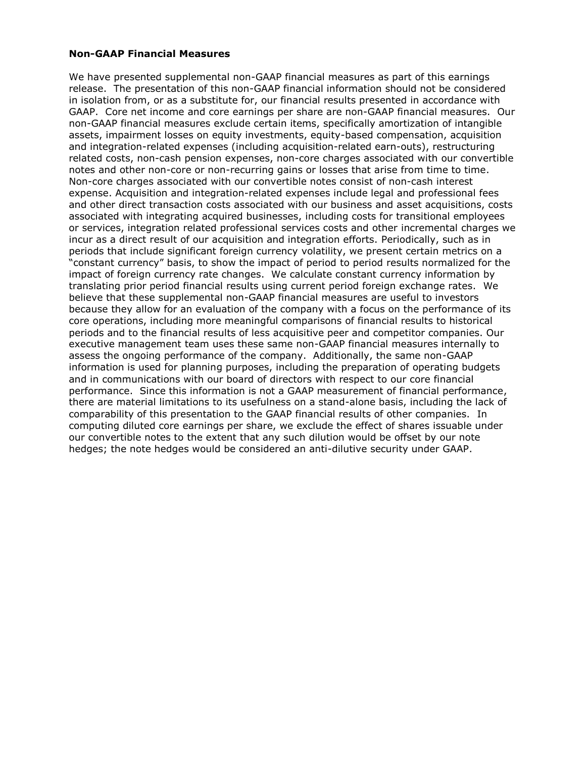**Non-GAAP Financial Measures**

We have presented supplemental non-GAAP financial measures as part of this earnings release. The presentation of this non-GAAP financial information should not be considered in isolation from, or as a substitute for, our financial results presented in accordance with GAAP. Core net income and core earnings per share are non-GAAP financial measures. Our non-GAAP financial measures exclude certain items, specifically amortization of intangible assets, impairment losses on equity investments, equity-based compensation, acquisition and integration-related expenses (including acquisition-related earn-outs), restructuring related costs, non-cash pension expenses, non-core charges associated with our convertible notes and other non-core or non-recurring gains or losses that arise from time to time. Non-core charges associated with our convertible notes consist of non-cash interest expense. Acquisition and integration-related expenses include legal and professional fees and other direct transaction costs associated with our business and asset acquisitions, costs associated with integrating acquired businesses, including costs for transitional employees or services, integration related professional services costs and other incremental charges we incur as a direct result of our acquisition and integration efforts. Periodically, such as in periods that include significant foreign currency volatility, we present certain metrics on a "constant currency" basis, to show the impact of period to period results normalized for the impact of foreign currency rate changes. We calculate constant currency information by translating prior period financial results using current period foreign exchange rates. We believe that these supplemental non-GAAP financial measures are useful to investors because they allow for an evaluation of the company with a focus on the performance of its core operations, including more meaningful comparisons of financial results to historical periods and to the financial results of less acquisitive peer and competitor companies. Our executive management team uses these same non-GAAP financial measures internally to assess the ongoing performance of the company. Additionally, the same non-GAAP information is used for planning purposes, including the preparation of operating budgets and in communications with our board of directors with respect to our core financial performance. Since this information is not a GAAP measurement of financial performance, there are material limitations to its usefulness on a stand-alone basis, including the lack of comparability of this presentation to the GAAP financial results of other companies. In computing diluted core earnings per share, we exclude the effect of shares issuable under our convertible notes to the extent that any such dilution would be offset by our note hedges; the note hedges would be considered an anti-dilutive security under GAAP.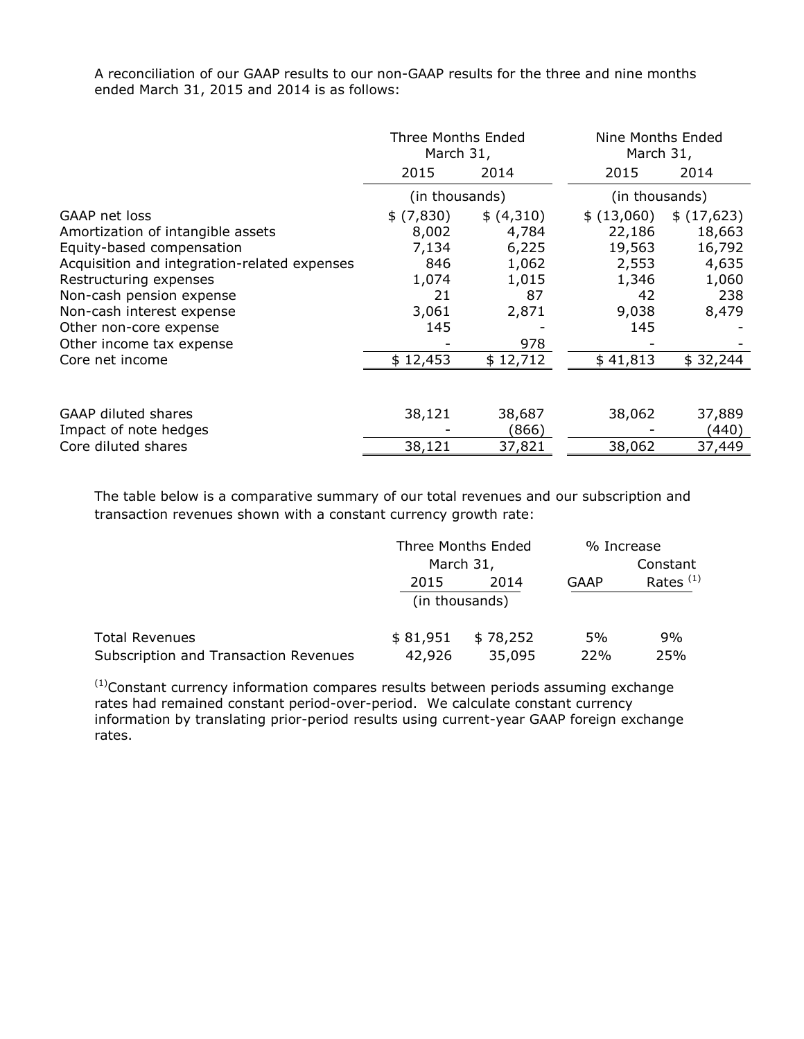A reconciliation of our GAAP results to our non-GAAP results for the three and nine months ended March 31, 2015 and 2014 is as follows:

| | Three Months Ended March 31, | | Nine Months Ended March 31, | |
|---|---|---|---|---|
| | 2015 | 2014 | 2015 | 2014 |
| | (in thousands) | | (in thousands) | |
| GAAP net loss | $ (7,830) | $ (4,310) | $ (13,060) | $ (17,623) |
| Amortization of intangible assets | 8,002 | 4,784 | 22,186 | 18,663 |
| Equity-based compensation | 7,134 | 6,225 | 19,563 | 16,792 |
| Acquisition and integration-related expenses | 846 | 1,062 | 2,553 | 4,635 |
| Restructuring expenses | 1,074 | 1,015 | 1,346 | 1,060 |
| Non-cash pension expense | 21 | 87 | 42 | 238 |
| Non-cash interest expense | 3,061 | 2,871 | 9,038 | 8,479 |
| Other non-core expense | 145 | - | 145 | - |
| Other income tax expense | - | 978 | - | - |
| Core net income | $ 12,453 | $ 12,712 | $ 41,813 | $ 32,244 |
| | | | | |
| GAAP diluted shares | 38,121 | 38,687 | 38,062 | 37,889 |
| Impact of note hedges | - | (866) | - | (440) |
| Core diluted shares | 38,121 | 37,821 | 38,062 | 37,449 |

The table below is a comparative summary of our total revenues and our subscription and transaction revenues shown with a constant currency growth rate:

| | Three Months Ended March 31, | | % Increase | |
|---|---|---|---|---|
| | 2015 | 2014 | GAAP | Constant Rates [(1)] |
| | (in thousands) | | | |
| Total Revenues | $ 81,951 | $ 78,252 | 5% | 9% |
| Subscription and Transaction Revenues | 42,926 | 35,095 | 22% | 25% |

[(1)]Constant currency information compares results between periods assuming exchange rates had remained constant period-over-period. We calculate constant currency information by translating prior-period results using current-year GAAP foreign exchange rates.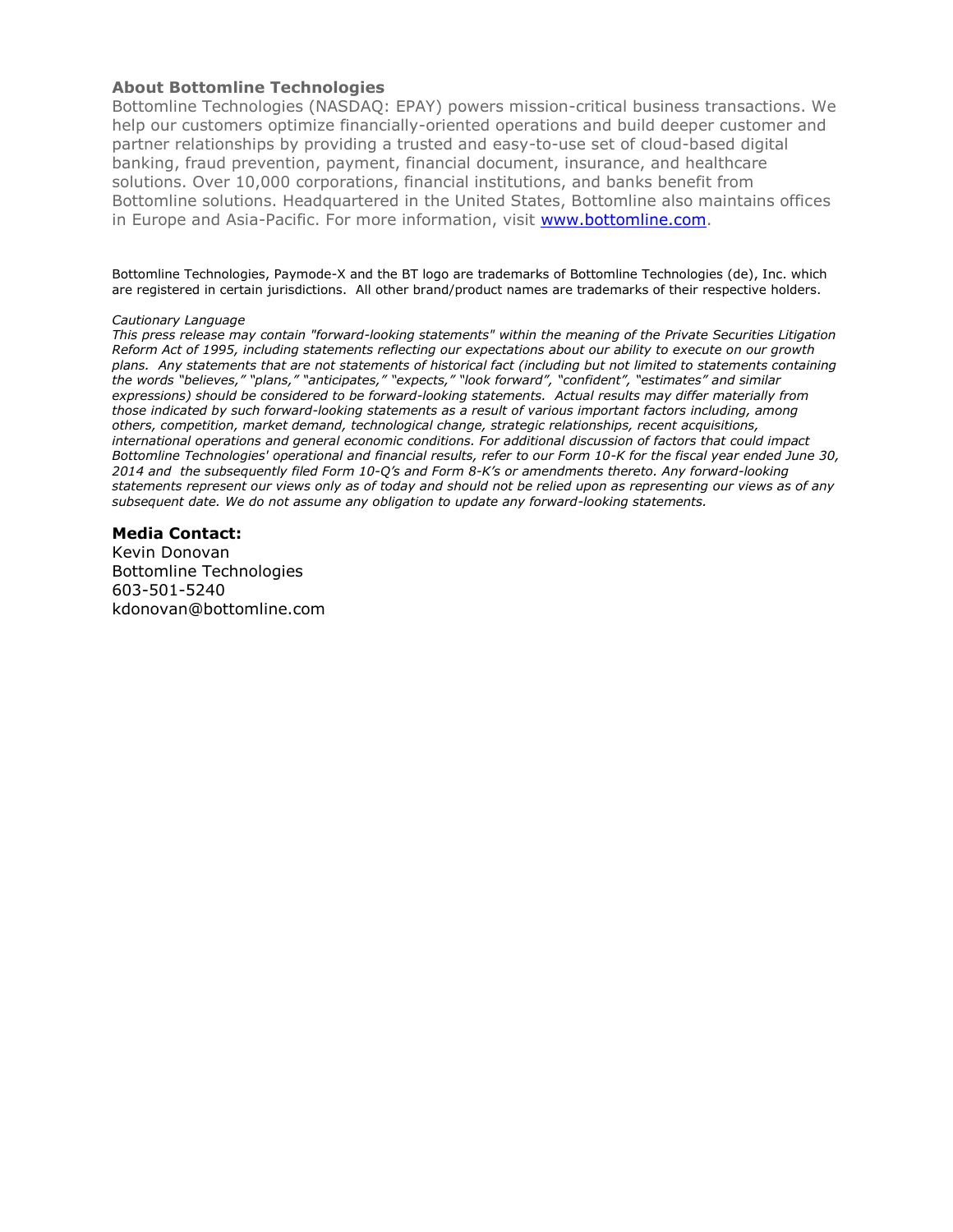### About Bottomline Technologies

Bottomline Technologies (NASDAQ: EPAY) powers mission-critical business transactions. We help our customers optimize financially-oriented operations and build deeper customer and partner relationships by providing a trusted and easy-to-use set of cloud-based digital banking, fraud prevention, payment, financial document, insurance, and healthcare solutions. Over 10,000 corporations, financial institutions, and banks benefit from Bottomline solutions. Headquartered in the United States, Bottomline also maintains offices in Europe and Asia-Pacific. For more information, visit [www.bottomline.com](http://www.bottomline.com).

Bottomline Technologies, Paymode-X and the BT logo are trademarks of Bottomline Technologies (de), Inc. which are registered in certain jurisdictions. All other brand/product names are trademarks of their respective holders.

*Cautionary Language*

*This press release may contain "forward-looking statements" within the meaning of the Private Securities Litigation Reform Act of 1995, including statements reflecting our expectations about our ability to execute on our growth plans. Any statements that are not statements of historical fact (including but not limited to statements containing the words "believes," "plans," "anticipates," "expects," "look forward", "confident", "estimates" and similar expressions) should be considered to be forward-looking statements. Actual results may differ materially from those indicated by such forward-looking statements as a result of various important factors including, among others, competition, market demand, technological change, strategic relationships, recent acquisitions, international operations and general economic conditions. For additional discussion of factors that could impact Bottomline Technologies' operational and financial results, refer to our Form 10-K for the fiscal year ended June 30, 2014 and the subsequently filed Form 10-Q's and Form 8-K's or amendments thereto. Any forward-looking statements represent our views only as of today and should not be relied upon as representing our views as of any subsequent date. We do not assume any obligation to update any forward-looking statements.*

**Media Contact:**
Kevin Donovan
Bottomline Technologies
603-501-5240
kdonovan@bottomline.com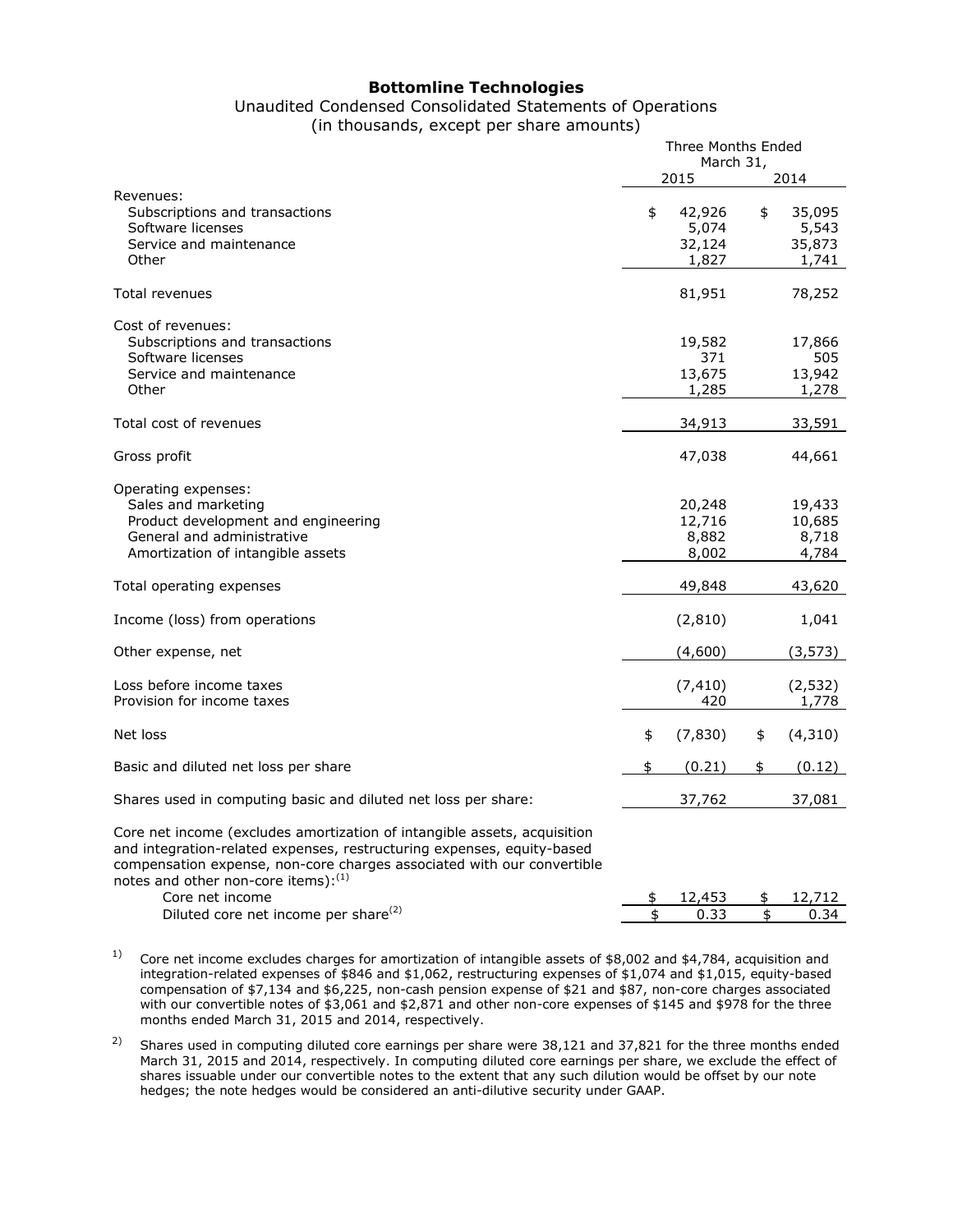## Bottomline Technologies

Unaudited Condensed Consolidated Statements of Operations
(in thousands, except per share amounts)

| | Three Months Ended March 31, | |
|---|---|---|
| | 2015 | 2014 |
| Revenues: | | |
| Subscriptions and transactions | $ 42,926 | $ 35,095 |
| Software licenses | 5,074 | 5,543 |
| Service and maintenance | 32,124 | 35,873 |
| Other | 1,827 | 1,741 |
| Total revenues | 81,951 | 78,252 |
| Cost of revenues: | | |
| Subscriptions and transactions | 19,582 | 17,866 |
| Software licenses | 371 | 505 |
| Service and maintenance | 13,675 | 13,942 |
| Other | 1,285 | 1,278 |
| Total cost of revenues | 34,913 | 33,591 |
| Gross profit | 47,038 | 44,661 |
| Operating expenses: | | |
| Sales and marketing | 20,248 | 19,433 |
| Product development and engineering | 12,716 | 10,685 |
| General and administrative | 8,882 | 8,718 |
| Amortization of intangible assets | 8,002 | 4,784 |
| Total operating expenses | 49,848 | 43,620 |
| Income (loss) from operations | (2,810) | 1,041 |
| Other expense, net | (4,600) | (3,573) |
| Loss before income taxes | (7,410) | (2,532) |
| Provision for income taxes | 420 | 1,778 |
| Net loss | $ (7,830) | $ (4,310) |
| Basic and diluted net loss per share | $ (0.21) | $ (0.12) |
| Shares used in computing basic and diluted net loss per share: | 37,762 | 37,081 |
| Core net income (excludes amortization of intangible assets, acquisition and integration-related expenses, restructuring expenses, equity-based compensation expense, non-core charges associated with our convertible notes and other non-core items):(1) | | |
| Core net income | $ 12,453 | $ 12,712 |
| Diluted core net income per share(2) | $ 0.33 | $ 0.34 |

1) Core net income excludes charges for amortization of intangible assets of $8,002 and $4,784, acquisition and integration-related expenses of $846 and $1,062, restructuring expenses of $1,074 and $1,015, equity-based compensation of $7,134 and $6,225, non-cash pension expense of $21 and $87, non-core charges associated with our convertible notes of $3,061 and $2,871 and other non-core expenses of $145 and $978 for the three months ended March 31, 2015 and 2014, respectively.

2) Shares used in computing diluted core earnings per share were 38,121 and 37,821 for the three months ended March 31, 2015 and 2014, respectively. In computing diluted core earnings per share, we exclude the effect of shares issuable under our convertible notes to the extent that any such dilution would be offset by our note hedges; the note hedges would be considered an anti-dilutive security under GAAP.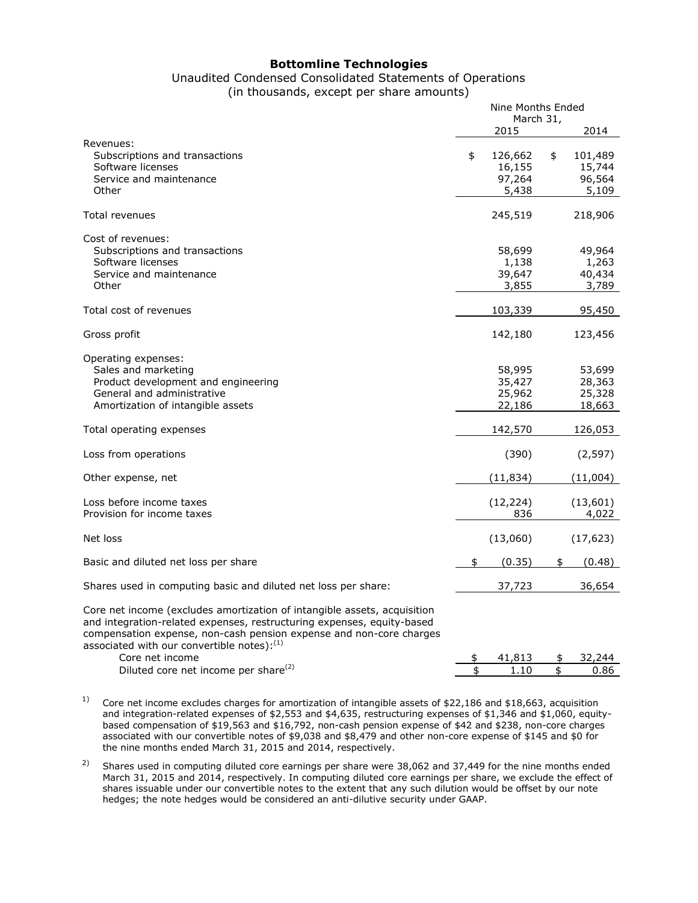# Bottomline Technologies

Unaudited Condensed Consolidated Statements of Operations
(in thousands, except per share amounts)

| | Nine Months Ended March 31, | |
|---|---|---|
| | 2015 | 2014 |
| Revenues: | | |
| Subscriptions and transactions | $ 126,662 | $ 101,489 |
| Software licenses | 16,155 | 15,744 |
| Service and maintenance | 97,264 | 96,564 |
| Other | 5,438 | 5,109 |
| Total revenues | 245,519 | 218,906 |
| Cost of revenues: | | |
| Subscriptions and transactions | 58,699 | 49,964 |
| Software licenses | 1,138 | 1,263 |
| Service and maintenance | 39,647 | 40,434 |
| Other | 3,855 | 3,789 |
| Total cost of revenues | 103,339 | 95,450 |
| Gross profit | 142,180 | 123,456 |
| Operating expenses: | | |
| Sales and marketing | 58,995 | 53,699 |
| Product development and engineering | 35,427 | 28,363 |
| General and administrative | 25,962 | 25,328 |
| Amortization of intangible assets | 22,186 | 18,663 |
| Total operating expenses | 142,570 | 126,053 |
| Loss from operations | (390) | (2,597) |
| Other expense, net | (11,834) | (11,004) |
| Loss before income taxes | (12,224) | (13,601) |
| Provision for income taxes | 836 | 4,022 |
| Net loss | (13,060) | (17,623) |
| Basic and diluted net loss per share | $ (0.35) | $ (0.48) |
| Shares used in computing basic and diluted net loss per share: | 37,723 | 36,654 |
| Core net income (excludes amortization of intangible assets, acquisition and integration-related expenses, restructuring expenses, equity-based compensation expense, non-cash pension expense and non-core charges associated with our convertible notes):[1] | | |
| Core net income | $ 41,813 | $ 32,244 |
| Diluted core net income per share[2] | $ 1.10 | $ 0.86 |

1) Core net income excludes charges for amortization of intangible assets of $22,186 and $18,663, acquisition and integration-related expenses of $2,553 and $4,635, restructuring expenses of $1,346 and $1,060, equity-based compensation of $19,563 and $16,792, non-cash pension expense of $42 and $238, non-core charges associated with our convertible notes of $9,038 and $8,479 and other non-core expense of $145 and $0 for the nine months ended March 31, 2015 and 2014, respectively.

2) Shares used in computing diluted core earnings per share were 38,062 and 37,449 for the nine months ended March 31, 2015 and 2014, respectively. In computing diluted core earnings per share, we exclude the effect of shares issuable under our convertible notes to the extent that any such dilution would be offset by our note hedges; the note hedges would be considered an anti-dilutive security under GAAP.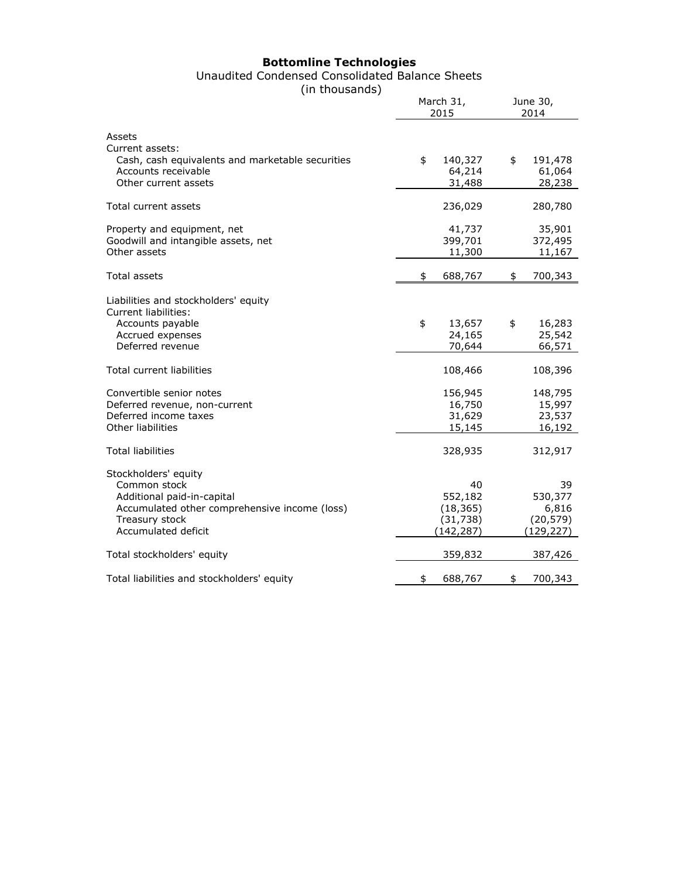**Bottomline Technologies**

Unaudited Condensed Consolidated Balance Sheets

(in thousands)

| | March 31, 2015 | June 30, 2014 |
|---|---|---|
| Assets | | |
| Current assets: | | |
| Cash, cash equivalents and marketable securities | $ 140,327 | $ 191,478 |
| Accounts receivable | 64,214 | 61,064 |
| Other current assets | 31,488 | 28,238 |
| Total current assets | 236,029 | 280,780 |
| Property and equipment, net | 41,737 | 35,901 |
| Goodwill and intangible assets, net | 399,701 | 372,495 |
| Other assets | 11,300 | 11,167 |
| Total assets | $ 688,767 | $ 700,343 |
| Liabilities and stockholders' equity | | |
| Current liabilities: | | |
| Accounts payable | $ 13,657 | $ 16,283 |
| Accrued expenses | 24,165 | 25,542 |
| Deferred revenue | 70,644 | 66,571 |
| Total current liabilities | 108,466 | 108,396 |
| Convertible senior notes | 156,945 | 148,795 |
| Deferred revenue, non-current | 16,750 | 15,997 |
| Deferred income taxes | 31,629 | 23,537 |
| Other liabilities | 15,145 | 16,192 |
| Total liabilities | 328,935 | 312,917 |
| Stockholders' equity | | |
| Common stock | 40 | 39 |
| Additional paid-in-capital | 552,182 | 530,377 |
| Accumulated other comprehensive income (loss) | (18,365) | 6,816 |
| Treasury stock | (31,738) | (20,579) |
| Accumulated deficit | (142,287) | (129,227) |
| Total stockholders' equity | 359,832 | 387,426 |
| Total liabilities and stockholders' equity | $ 688,767 | $ 700,343 |